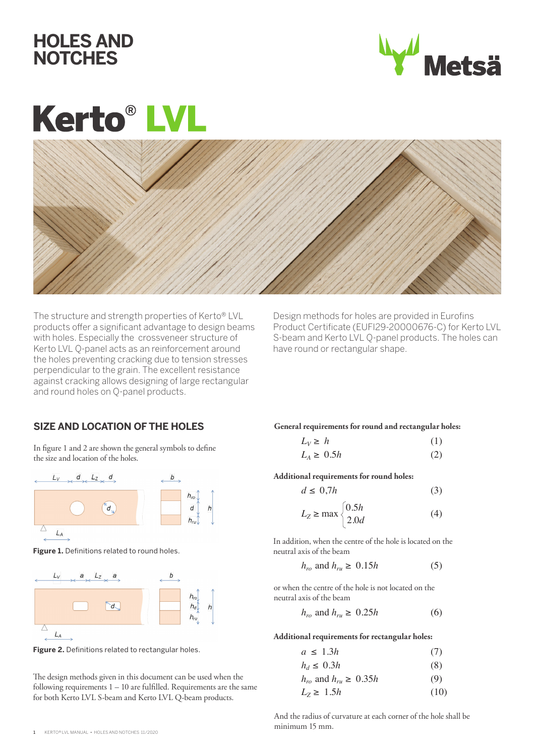# HOLES AND NOTCHES

# Kerto® LVL

The structure and strength properties of Kerto® LVL products offer a significant advantage to design beams with holes. Especially the crossveneer structure of Kerto LVL Q-panel acts as an reinforcement around the holes preventing cracking due to tension stresses perpendicular to the grain. The excellent resistance against cracking allows designing of large rectangular and round holes on Q-panel products.

Design methods for holes are provided in Eurofins Product Certificate (EUFI29-20000676-C) for Kerto LVL S-beam and Kerto LVL Q-panel products. The holes can have round or rectangular shape.

## SIZE AND LOCATION OF THE HOLES

In figure 1 and 2 are shown the general symbols to define the size and location of the holes.

**Figure 1.** Definitions related to round holes.

**Figure 2.** Definitions related to rectangular holes.

The design methods given in this document can be used when the following requirements 1 – 10 are fulfilled. Requirements are the same for both Kerto LVL S-beam and Kerto LVL Q-beam products.

**General requirements for round and rectangular holes:**

$$L_V \geq h \quad (1)$$

$$L_A \geq 0.5h \quad (2)$$

**Additional requirements for round holes:**

$$d \leq 0,7h \quad (3)$$

$$L_Z \geq \max \begin{cases} 0.5h \\ 2.0d \end{cases} \quad (4)$$

In addition, when the centre of the hole is located on the neutral axis of the beam

$$h_{ro} \text{ and } h_{ru} \geq 0.15h \quad (5)$$

or when the centre of the hole is not located on the neutral axis of the beam

$$h_{ro} \text{ and } h_{ru} \geq 0.25h \quad (6)$$

**Additional requirements for rectangular holes:**

$$a \leq 1.3h \quad (7)$$

$$h_d \leq 0.3h \quad (8)$$

$$h_{ro} \text{ and } h_{ru} \geq 0.35h \quad (9)$$

$$L_Z \geq 1.5h \quad (10)$$

And the radius of curvature at each corner of the hole shall be minimum 15 mm.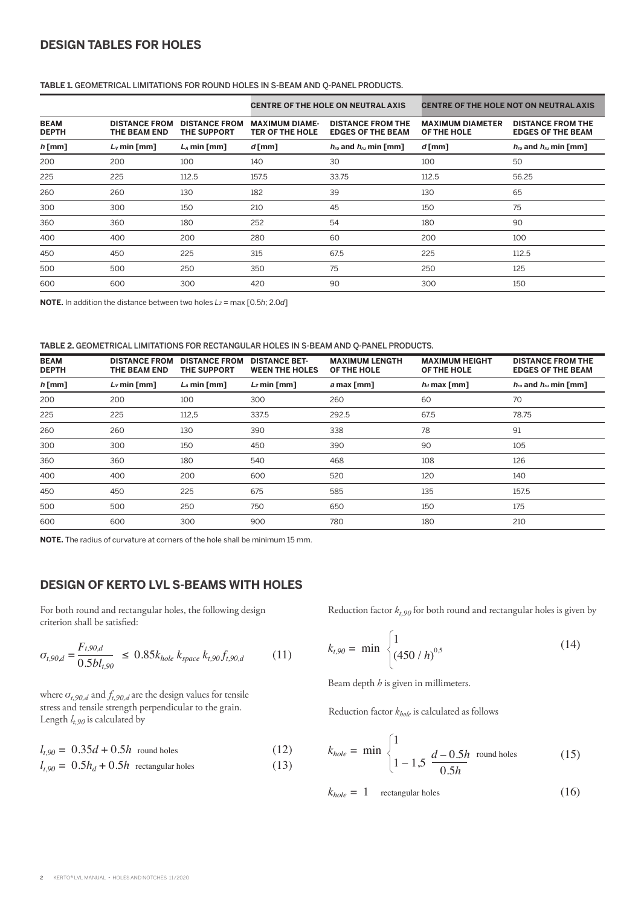## DESIGN TABLES FOR HOLES

**TABLE 1.** GEOMETRICAL LIMITATIONS FOR ROUND HOLES IN S-BEAM AND Q-PANEL PRODUCTS.

| | | | CENTRE OF THE HOLE ON NEUTRAL AXIS | | CENTRE OF THE HOLE NOT ON NEUTRAL AXIS | |
|---|---|---|---|---|---|---|
| **BEAM DEPTH** | **DISTANCE FROM THE BEAM END** | **DISTANCE FROM THE SUPPORT** | **MAXIMUM DIAMETER OF THE HOLE** | **DISTANCE FROM THE EDGES OF THE BEAM** | **MAXIMUM DIAMETER OF THE HOLE** | **DISTANCE FROM THE EDGES OF THE BEAM** |
| $h$ [mm] | $L_v$ min [mm] | $L_A$ min [mm] | $d$ [mm] | $h_{ro}$ and $h_{ru}$ min [mm] | $d$ [mm] | $h_{ro}$ and $h_{ru}$ min [mm] |
| 200 | 200 | 100 | 140 | 30 | 100 | 50 |
| 225 | 225 | 112.5 | 157.5 | 33.75 | 112.5 | 56.25 |
| 260 | 260 | 130 | 182 | 39 | 130 | 65 |
| 300 | 300 | 150 | 210 | 45 | 150 | 75 |
| 360 | 360 | 180 | 252 | 54 | 180 | 90 |
| 400 | 400 | 200 | 280 | 60 | 200 | 100 |
| 450 | 450 | 225 | 315 | 67.5 | 225 | 112.5 |
| 500 | 500 | 250 | 350 | 75 | 250 | 125 |
| 600 | 600 | 300 | 420 | 90 | 300 | 150 |

**NOTE.** In addition the distance between two holes $L_Z$ = max [$0.5h$; $2.0d$]

**TABLE 2.** GEOMETRICAL LIMITATIONS FOR RECTANGULAR HOLES IN S-BEAM AND Q-PANEL PRODUCTS.

| **BEAM DEPTH** | **DISTANCE FROM THE BEAM END** | **DISTANCE FROM THE SUPPORT** | **DISTANCE BETWEEN THE HOLES** | **MAXIMUM LENGTH OF THE HOLE** | **MAXIMUM HEIGHT OF THE HOLE** | **DISTANCE FROM THE EDGES OF THE BEAM** |
|---|---|---|---|---|---|---|
| $h$ [mm] | $L_v$ min [mm] | $L_A$ min [mm] | $L_Z$ min [mm] | $a$ max [mm] | $h_d$ max [mm] | $h_{ro}$ and $h_{ru}$ min [mm] |
| 200 | 200 | 100 | 300 | 260 | 60 | 70 |
| 225 | 225 | 112,5 | 337.5 | 292.5 | 67.5 | 78.75 |
| 260 | 260 | 130 | 390 | 338 | 78 | 91 |
| 300 | 300 | 150 | 450 | 390 | 90 | 105 |
| 360 | 360 | 180 | 540 | 468 | 108 | 126 |
| 400 | 400 | 200 | 600 | 520 | 120 | 140 |
| 450 | 450 | 225 | 675 | 585 | 135 | 157.5 |
| 500 | 500 | 250 | 750 | 650 | 150 | 175 |
| 600 | 600 | 300 | 900 | 780 | 180 | 210 |

**NOTE.** The radius of curvature at corners of the hole shall be minimum 15 mm.

## DESIGN OF KERTO LVL S-BEAMS WITH HOLES

For both round and rectangular holes, the following design criterion shall be satisfied:

$$\sigma_{t,90,d} = \frac{F_{t,90,d}}{0.5bl_{t,90}} \leq 0.85 k_{hole}\, k_{space}\, k_{t,90} f_{t,90,d} \qquad (11)$$

where $\sigma_{t,90,d}$ and $f_{t,90,d}$ are the design values for tensile stress and tensile strength perpendicular to the grain. Length $l_{t,90}$ is calculated by

$$l_{t,90} = 0.35d + 0.5h \quad \text{round holes} \qquad (12)$$

$$l_{t,90} = 0.5h_d + 0.5h \quad \text{rectangular holes} \qquad (13)$$

Reduction factor $k_{t,90}$ for both round and rectangular holes is given by

$$k_{t,90} = \min \begin{cases} 1 \\ (450 / h)^{0.5} \end{cases} \qquad (14)$$

Beam depth $h$ is given in millimeters.

Reduction factor $k_{hole}$ is calculated as follows

$$k_{hole} = \min \begin{cases} 1 \\ 1 - 1{,}5\ \dfrac{d - 0.5h}{0.5h} \quad \text{round holes} \end{cases} \qquad (15)$$

$$k_{hole} = 1 \quad \text{rectangular holes} \qquad (16)$$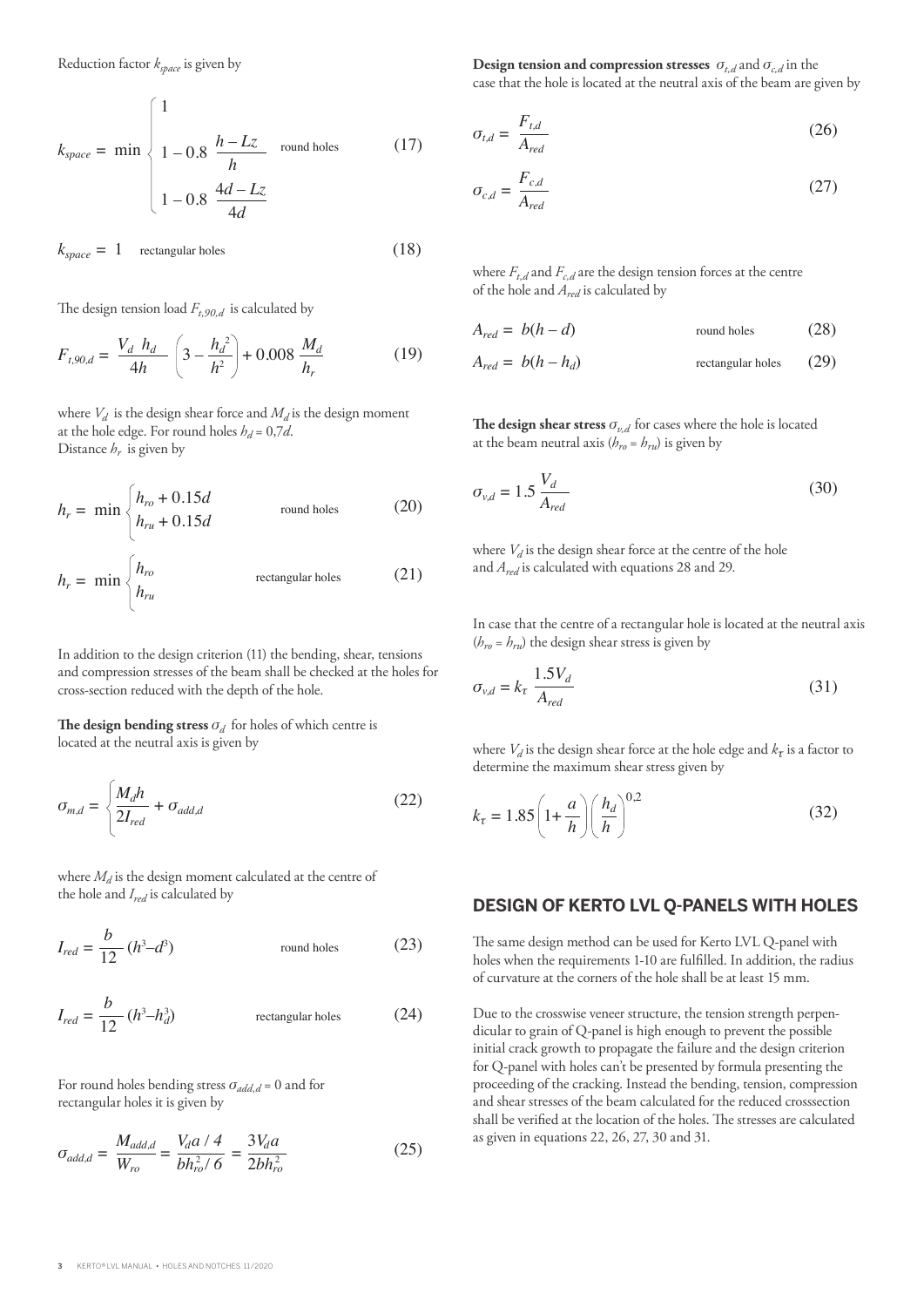Reduction factor $k_{space}$ is given by

$$k_{space} = \min \begin{cases} 1 \\ 1 - 0.8 \dfrac{h - Lz}{h} & \text{round holes} \\ 1 - 0.8 \dfrac{4d - Lz}{4d} \end{cases} \tag{17}$$

$$k_{space} = 1 \quad \text{rectangular holes} \tag{18}$$

The design tension load $F_{t,90,d}$ is calculated by

$$F_{t,90,d} = \frac{V_d \; h_d}{4h} \left(3 - \frac{h_d^2}{h^2}\right) + 0.008 \frac{M_d}{h_r} \tag{19}$$

where $V_d$ is the design shear force and $M_d$ is the design moment at the hole edge. For round holes $h_d$ = 0,7$d$.
Distance $h_r$ is given by

$$h_r = \min \begin{cases} h_{ro} + 0.15d \\ h_{ru} + 0.15d \end{cases} \quad \text{round holes} \tag{20}$$

$$h_r = \min \begin{cases} h_{ro} \\ h_{ru} \end{cases} \quad \text{rectangular holes} \tag{21}$$

In addition to the design criterion (11) the bending, shear, tensions and compression stresses of the beam shall be checked at the holes for cross-section reduced with the depth of the hole.

**The design bending stress** $\sigma_d$ for holes of which centre is located at the neutral axis is given by

$$\sigma_{m,d} = \left\{ \frac{M_d h}{2I_{red}} + \sigma_{add,d} \right. \tag{22}$$

where $M_d$ is the design moment calculated at the centre of the hole and $I_{red}$ is calculated by

$$I_{red} = \frac{b}{12}(h^3 - d^3) \quad \text{round holes} \tag{23}$$

$$I_{red} = \frac{b}{12}(h^3 - h_d^3) \quad \text{rectangular holes} \tag{24}$$

For round holes bending stress $\sigma_{add,d}$ = 0 and for rectangular holes it is given by

$$\sigma_{add,d} = \frac{M_{add,d}}{W_{ro}} = \frac{V_d a / 4}{b h_{ro}^2 / 6} = \frac{3V_d a}{2bh_{ro}^2} \tag{25}$$

**Design tension and compression stresses** $\sigma_{t,d}$ and $\sigma_{c,d}$ in the case that the hole is located at the neutral axis of the beam are given by

$$\sigma_{t,d} = \frac{F_{t,d}}{A_{red}} \tag{26}$$

$$\sigma_{c,d} = \frac{F_{c,d}}{A_{red}} \tag{27}$$

where $F_{t,d}$ and $F_{c,d}$ are the design tension forces at the centre of the hole and $A_{red}$ is calculated by

$$A_{red} = b(h - d) \quad \text{round holes} \tag{28}$$

$$A_{red} = b(h - h_d) \quad \text{rectangular holes} \tag{29}$$

**The design shear stress** $\sigma_{v,d}$ for cases where the hole is located at the beam neutral axis ($h_{ro} = h_{ru}$) is given by

$$\sigma_{v,d} = 1.5 \frac{V_d}{A_{red}} \tag{30}$$

where $V_d$ is the design shear force at the centre of the hole and $A_{red}$ is calculated with equations 28 and 29.

In case that the centre of a rectangular hole is located at the neutral axis ($h_{ro} = h_{ru}$) the design shear stress is given by

$$\sigma_{v,d} = k_\tau \frac{1.5V_d}{A_{red}} \tag{31}$$

where $V_d$ is the design shear force at the hole edge and $k_\tau$ is a factor to determine the maximum shear stress given by

$$k_\tau = 1.85 \left(1 + \frac{a}{h}\right) \left(\frac{h_d}{h}\right)^{0,2} \tag{32}$$

## DESIGN OF KERTO LVL Q-PANELS WITH HOLES

The same design method can be used for Kerto LVL Q-panel with holes when the requirements 1-10 are fulfilled. In addition, the radius of curvature at the corners of the hole shall be at least 15 mm.

Due to the crosswise veneer structure, the tension strength perpendicular to grain of Q-panel is high enough to prevent the possible initial crack growth to propagate the failure and the design criterion for Q-panel with holes can't be presented by formula presenting the proceeding of the cracking. Instead the bending, tension, compression and shear stresses of the beam calculated for the reduced crosssection shall be verified at the location of the holes. The stresses are calculated as given in equations 22, 26, 27, 30 and 31.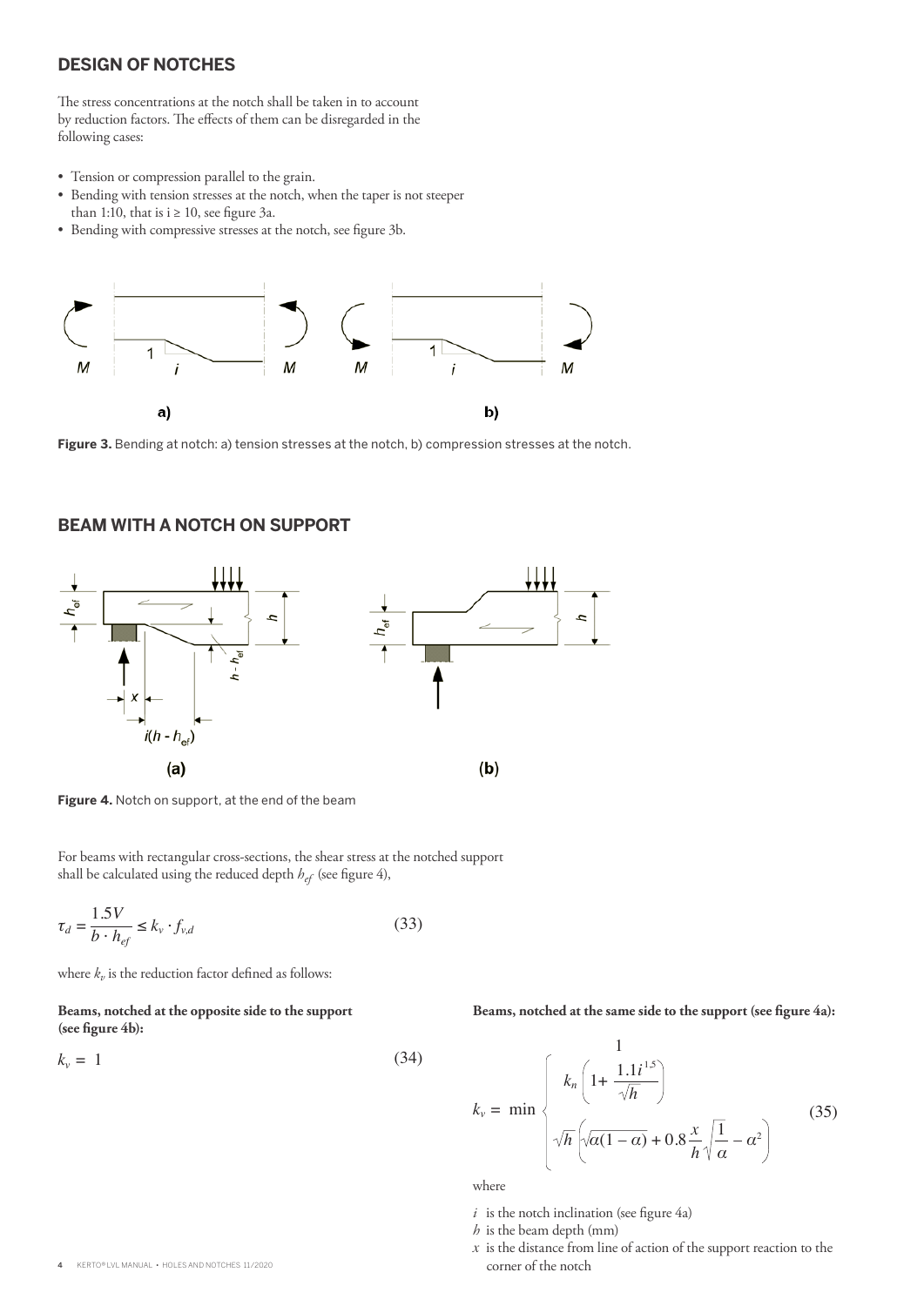## DESIGN OF NOTCHES

The stress concentrations at the notch shall be taken in to account by reduction factors. The effects of them can be disregarded in the following cases:

- Tension or compression parallel to the grain.
- Bending with tension stresses at the notch, when the taper is not steeper than 1:10, that is $i \geq 10$, see figure 3a.
- Bending with compressive stresses at the notch, see figure 3b.

**Figure 3.** Bending at notch: a) tension stresses at the notch, b) compression stresses at the notch.

## BEAM WITH A NOTCH ON SUPPORT

**Figure 4.** Notch on support, at the end of the beam

For beams with rectangular cross-sections, the shear stress at the notched support shall be calculated using the reduced depth $h_{ef}$ (see figure 4),

$$\tau_d = \frac{1.5V}{b \cdot h_{ef}} \leq k_v \cdot f_{v,d} \tag{33}$$

where $k_v$ is the reduction factor defined as follows:

**Beams, notched at the opposite side to the support (see figure 4b):**

$$k_v = 1 \tag{34}$$

**Beams, notched at the same side to the support (see figure 4a):**

$$k_v = \min \begin{cases} 1 \\ \dfrac{k_n \left(1 + \dfrac{1.1 i^{1.5}}{\sqrt{h}}\right)}{\sqrt{h}\left(\sqrt{\alpha(1-\alpha)} + 0.8\dfrac{x}{h}\sqrt{\dfrac{1}{\alpha} - \alpha^2}\right)} \end{cases} \tag{35}$$

where

- $i$ is the notch inclination (see figure 4a)
- $h$ is the beam depth (mm)
- $x$ is the distance from line of action of the support reaction to the corner of the notch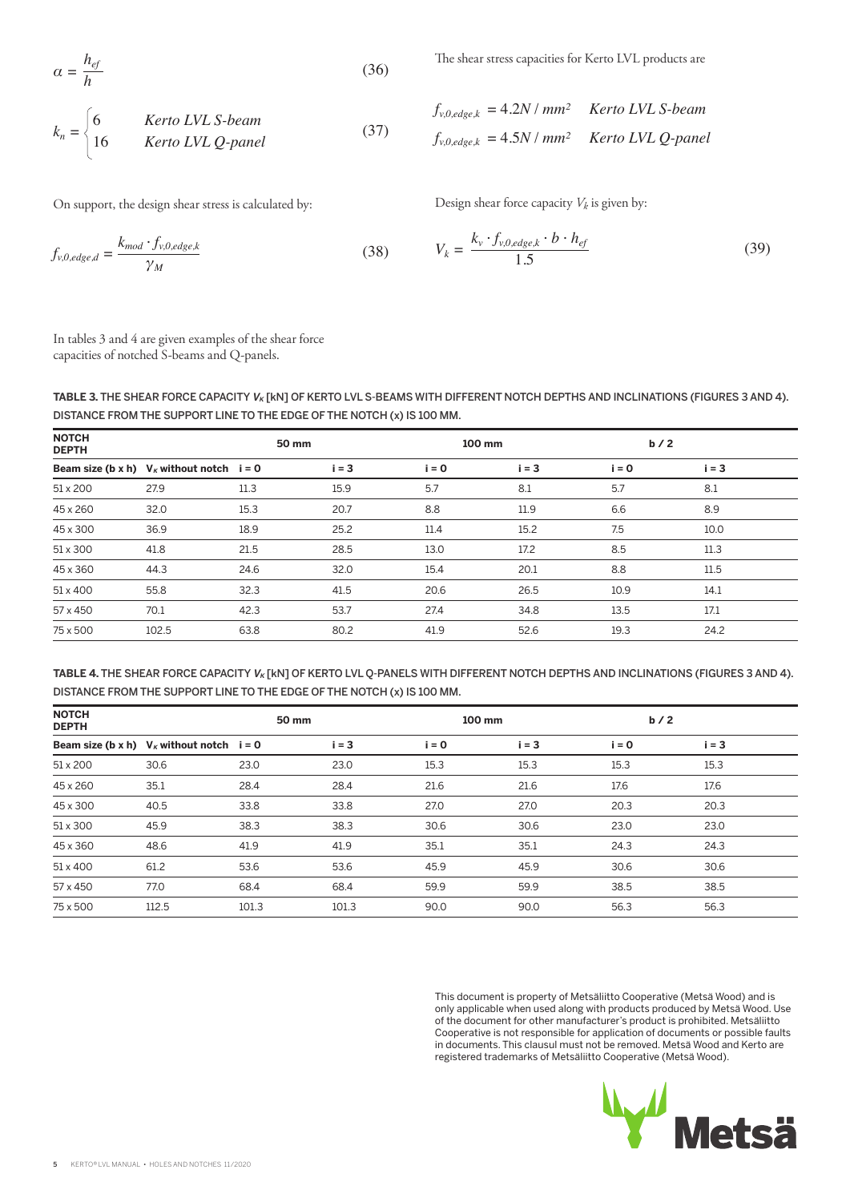$$\alpha = \frac{h_{ef}}{h} \tag{36}$$

$$k_n = \begin{cases} 6 & \text{Kerto LVL S-beam} \\ 16 & \text{Kerto LVL Q-panel} \end{cases} \tag{37}$$

On support, the design shear stress is calculated by:

$$f_{v,0,edge,d} = \frac{k_{mod} \cdot f_{v,0,edge,k}}{\gamma_M} \tag{38}$$

The shear stress capacities for Kerto LVL products are

$$f_{v,0,edge,k} = 4.2N/mm^2 \quad \text{Kerto LVL S-beam}$$
$$f_{v,0,edge,k} = 4.5N/mm^2 \quad \text{Kerto LVL Q-panel}$$

Design shear force capacity $V_k$ is given by:

$$V_k = \frac{k_v \cdot f_{v,0,edge,k} \cdot b \cdot h_{ef}}{1.5} \tag{39}$$

In tables 3 and 4 are given examples of the shear force capacities of notched S-beams and Q-panels.

**TABLE 3.** THE SHEAR FORCE CAPACITY $V_K$ [kN] OF KERTO LVL S-BEAMS WITH DIFFERENT NOTCH DEPTHS AND INCLINATIONS (FIGURES 3 AND 4). DISTANCE FROM THE SUPPORT LINE TO THE EDGE OF THE NOTCH (x) IS 100 MM.

| **NOTCH DEPTH** | | **50 mm** | | **100 mm** | | **b / 2** | |
|---|---|---|---|---|---|---|---|
| **Beam size (b x h)** | **$V_K$ without notch** | **i = 0** | **i = 3** | **i = 0** | **i = 3** | **i = 0** | **i = 3** |
| 51 x 200 | 27.9 | 11.3 | 15.9 | 5.7 | 8.1 | 5.7 | 8.1 |
| 45 x 260 | 32.0 | 15.3 | 20.7 | 8.8 | 11.9 | 6.6 | 8.9 |
| 45 x 300 | 36.9 | 18.9 | 25.2 | 11.4 | 15.2 | 7.5 | 10.0 |
| 51 x 300 | 41.8 | 21.5 | 28.5 | 13.0 | 17.2 | 8.5 | 11.3 |
| 45 x 360 | 44.3 | 24.6 | 32.0 | 15.4 | 20.1 | 8.8 | 11.5 |
| 51 x 400 | 55.8 | 32.3 | 41.5 | 20.6 | 26.5 | 10.9 | 14.1 |
| 57 x 450 | 70.1 | 42.3 | 53.7 | 27.4 | 34.8 | 13.5 | 17.1 |
| 75 x 500 | 102.5 | 63.8 | 80.2 | 41.9 | 52.6 | 19.3 | 24.2 |

**TABLE 4.** THE SHEAR FORCE CAPACITY $V_K$ [kN] OF KERTO LVL Q-PANELS WITH DIFFERENT NOTCH DEPTHS AND INCLINATIONS (FIGURES 3 AND 4). DISTANCE FROM THE SUPPORT LINE TO THE EDGE OF THE NOTCH (x) IS 100 MM.

| **NOTCH DEPTH** | | **50 mm** | | **100 mm** | | **b / 2** | |
|---|---|---|---|---|---|---|---|
| **Beam size (b x h)** | **$V_K$ without notch** | **i = 0** | **i = 3** | **i = 0** | **i = 3** | **i = 0** | **i = 3** |
| 51 x 200 | 30.6 | 23.0 | 23.0 | 15.3 | 15.3 | 15.3 | 15.3 |
| 45 x 260 | 35.1 | 28.4 | 28.4 | 21.6 | 21.6 | 17.6 | 17.6 |
| 45 x 300 | 40.5 | 33.8 | 33.8 | 27.0 | 27.0 | 20.3 | 20.3 |
| 51 x 300 | 45.9 | 38.3 | 38.3 | 30.6 | 30.6 | 23.0 | 23.0 |
| 45 x 360 | 48.6 | 41.9 | 41.9 | 35.1 | 35.1 | 24.3 | 24.3 |
| 51 x 400 | 61.2 | 53.6 | 53.6 | 45.9 | 45.9 | 30.6 | 30.6 |
| 57 x 450 | 77.0 | 68.4 | 68.4 | 59.9 | 59.9 | 38.5 | 38.5 |
| 75 x 500 | 112.5 | 101.3 | 101.3 | 90.0 | 90.0 | 56.3 | 56.3 |

This document is property of Metsäliitto Cooperative (Metsä Wood) and is only applicable when used along with products produced by Metsä Wood. Use of the document for other manufacturer's product is prohibited. Metsäliitto Cooperative is not responsible for application of documents or possible faults in documents. This clausul must not be removed. Metsä Wood and Kerto are registered trademarks of Metsäliitto Cooperative (Metsä Wood).

Metsä